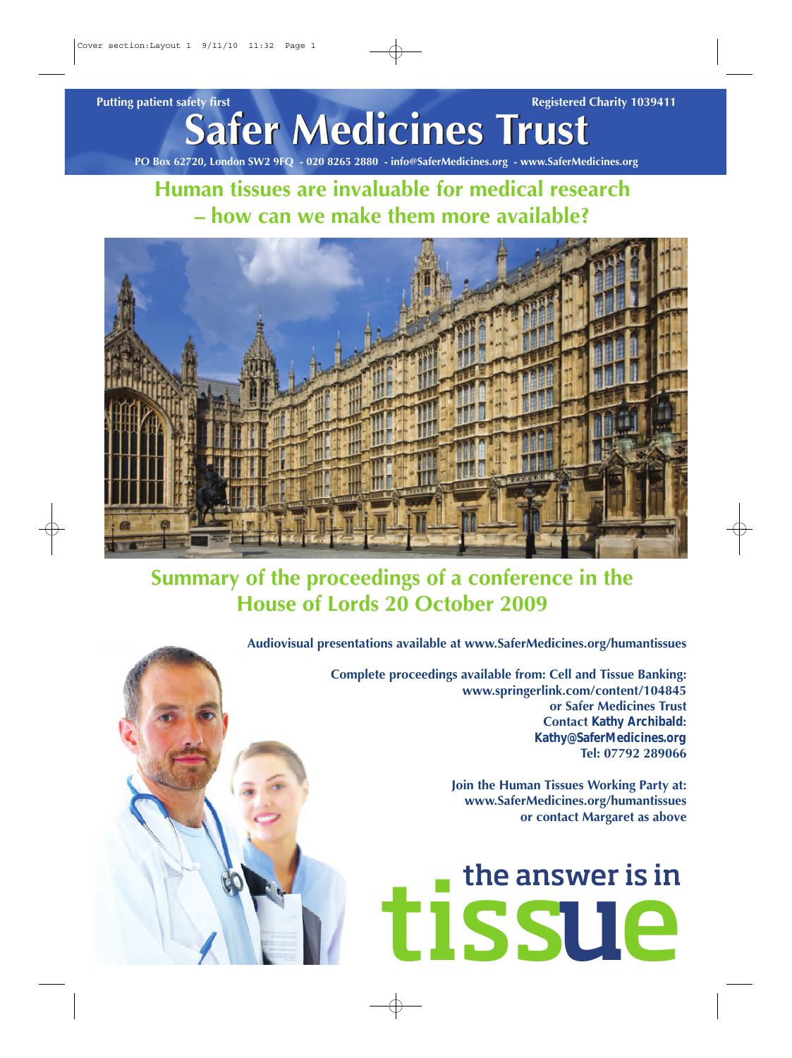Putting patient safety first

Registered Charity 1039411

# Safer Medicines Trust

PO Box 62720, London SW2 9FQ - 020 8265 2880 - info@SaferMedicines.org - www.SaferMedicines.org

## Human tissues are invaluable for medical research – how can we make them more available?

## Summary of the proceedings of a conference in the House of Lords 20 October 2009

**Audiovisual presentations available at www.SaferMedicines.org/humantissues**

**Complete proceedings available from: Cell and Tissue Banking: www.springerlink.com/content/104845 or Safer Medicines Trust Contact Kathy Archibald: Kathy@SaferMedicines.org Tel: 07792 289066**

**Join the Human Tissues Working Party at: www.SaferMedicines.org/humantissues or contact Margaret as above**

**the answer is in tissue**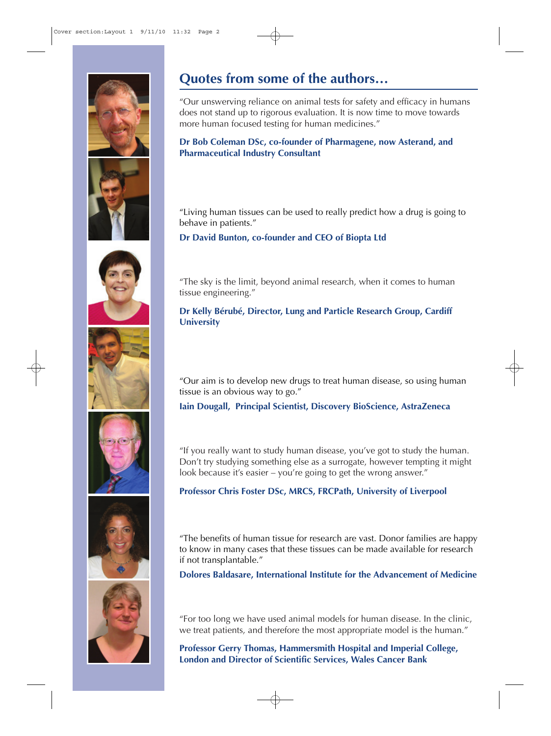## Quotes from some of the authors…

"Our unswerving reliance on animal tests for safety and efficacy in humans does not stand up to rigorous evaluation. It is now time to move towards more human focused testing for human medicines."

**Dr Bob Coleman DSc, co-founder of Pharmagene, now Asterand, and Pharmaceutical Industry Consultant**

"Living human tissues can be used to really predict how a drug is going to behave in patients."

**Dr David Bunton, co-founder and CEO of Biopta Ltd**

"The sky is the limit, beyond animal research, when it comes to human tissue engineering."

**Dr Kelly Bérubé, Director, Lung and Particle Research Group, Cardiff University**

"Our aim is to develop new drugs to treat human disease, so using human tissue is an obvious way to go."

**Iain Dougall, Principal Scientist, Discovery BioScience, AstraZeneca**

"If you really want to study human disease, you've got to study the human. Don't try studying something else as a surrogate, however tempting it might look because it's easier – you're going to get the wrong answer."

**Professor Chris Foster DSc, MRCS, FRCPath, University of Liverpool**

"The benefits of human tissue for research are vast. Donor families are happy to know in many cases that these tissues can be made available for research if not transplantable."

**Dolores Baldasare, International Institute for the Advancement of Medicine**

"For too long we have used animal models for human disease. In the clinic, we treat patients, and therefore the most appropriate model is the human."

**Professor Gerry Thomas, Hammersmith Hospital and Imperial College, London and Director of Scientific Services, Wales Cancer Bank**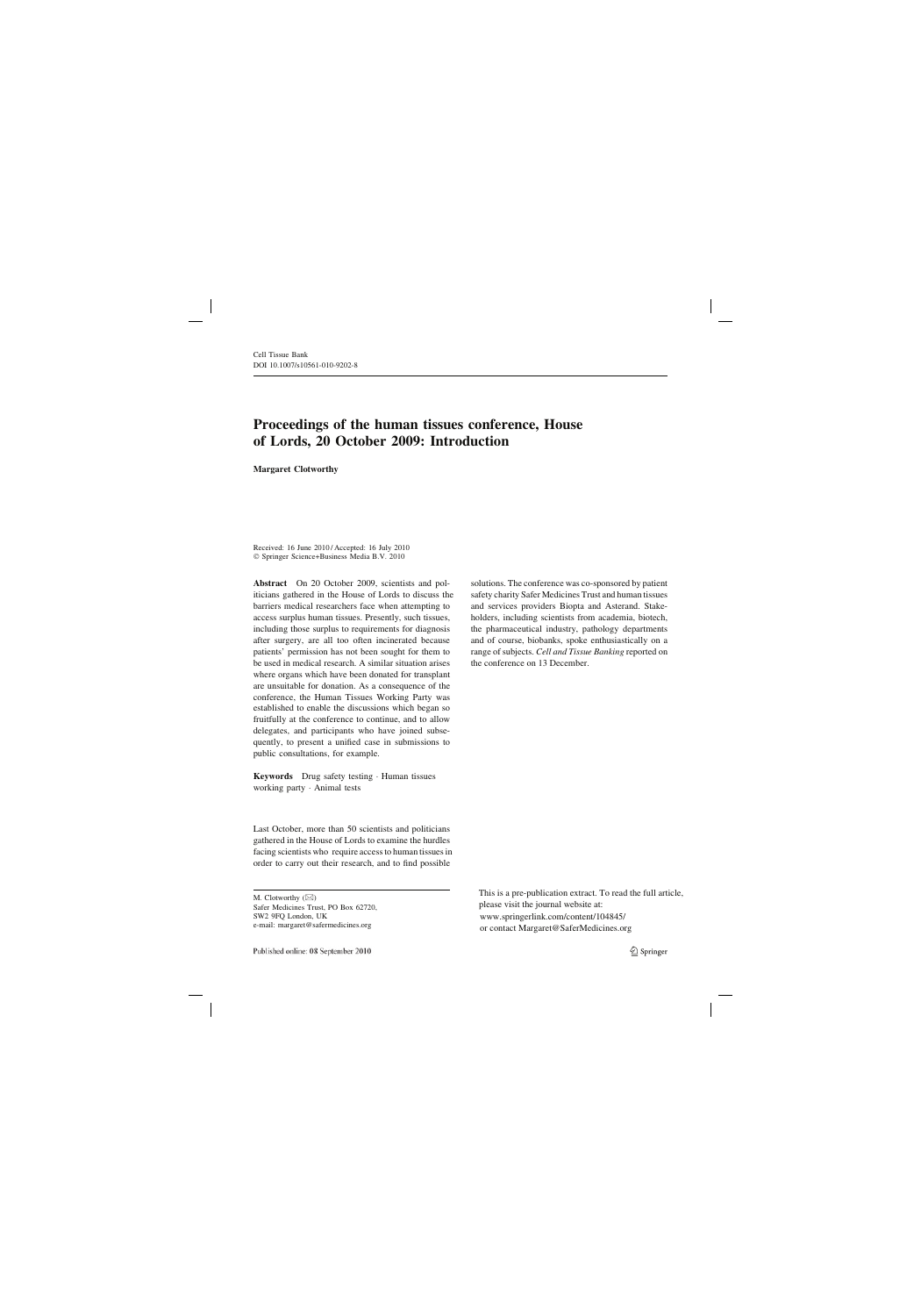Cell Tissue Bank
DOI 10.1007/s10561-010-9202-8

# Proceedings of the human tissues conference, House of Lords, 20 October 2009: Introduction

**Margaret Clotworthy**

Received: 16 June 2010 / Accepted: 16 July 2010
© Springer Science+Business Media B.V. 2010

**Abstract** On 20 October 2009, scientists and politicians gathered in the House of Lords to discuss the barriers medical researchers face when attempting to access surplus human tissues. Presently, such tissues, including those surplus to requirements for diagnosis after surgery, are all too often incinerated because patients' permission has not been sought for them to be used in medical research. A similar situation arises where organs which have been donated for transplant are unsuitable for donation. As a consequence of the conference, the Human Tissues Working Party was established to enable the discussions which began so fruitfully at the conference to continue, and to allow delegates, and participants who have joined subsequently, to present a unified case in submissions to public consultations, for example.

**Keywords** Drug safety testing · Human tissues working party · Animal tests

Last October, more than 50 scientists and politicians gathered in the House of Lords to examine the hurdles facing scientists who require access to human tissues in order to carry out their research, and to find possible solutions. The conference was co-sponsored by patient safety charity Safer Medicines Trust and human tissues and services providers Biopta and Asterand. Stakeholders, including scientists from academia, biotech, the pharmaceutical industry, pathology departments and of course, biobanks, spoke enthusiastically on a range of subjects. *Cell and Tissue Banking* reported on the conference on 13 December.

M. Clotworthy (✉)
Safer Medicines Trust, PO Box 62720, SW2 9FQ London, UK
e-mail: margaret@safermedicines.org

This is a pre-publication extract. To read the full article, please visit the journal website at: www.springerlink.com/content/104845/ or contact Margaret@SaferMedicines.org

Published online: 08 September 2010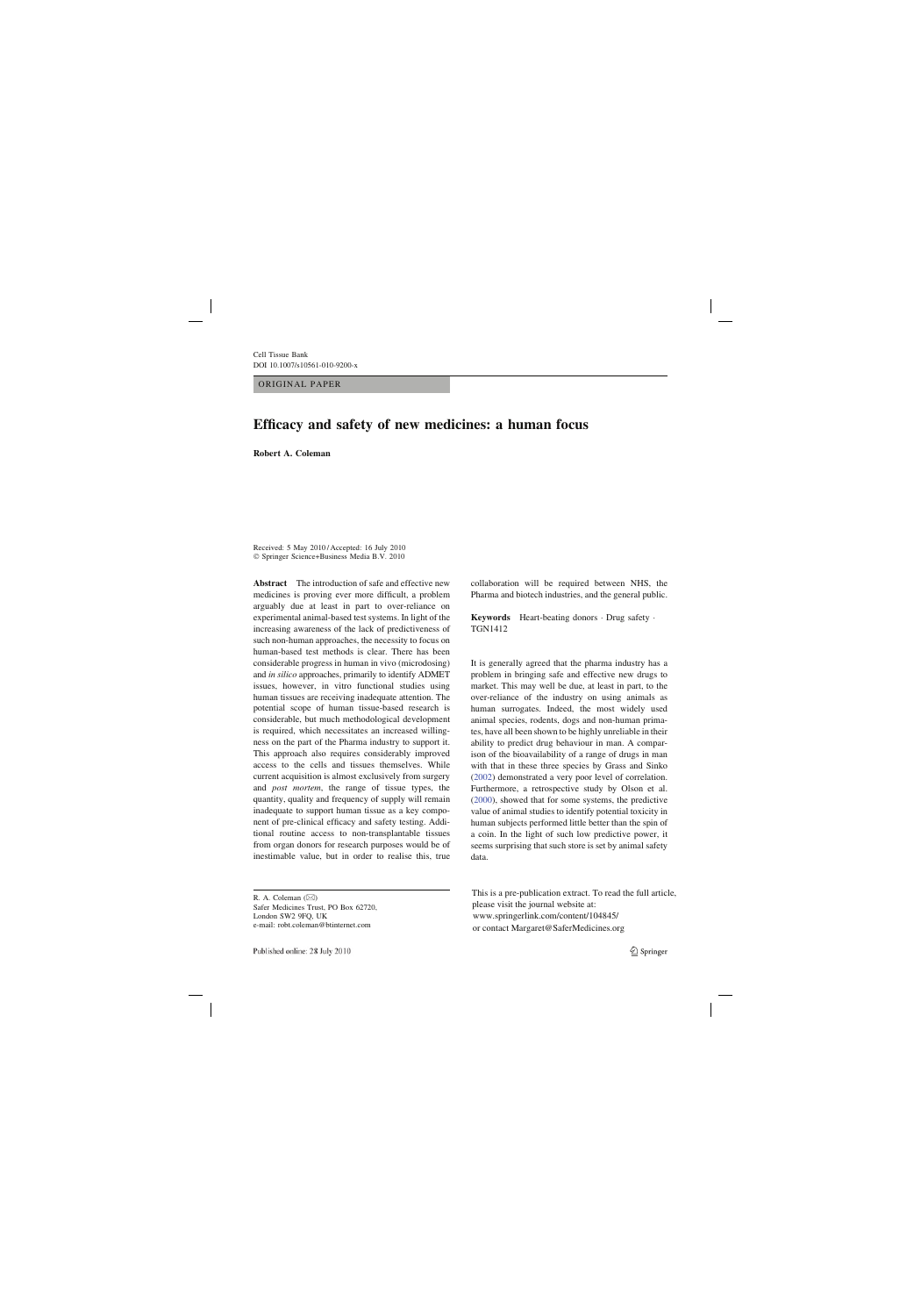ORIGINAL PAPER

# Efficacy and safety of new medicines: a human focus

**Robert A. Coleman**

Received: 5 May 2010 / Accepted: 16 July 2010
© Springer Science+Business Media B.V. 2010

**Abstract** The introduction of safe and effective new medicines is proving ever more difficult, a problem arguably due at least in part to over-reliance on experimental animal-based test systems. In light of the increasing awareness of the lack of predictiveness of such non-human approaches, the necessity to focus on human-based test methods is clear. There has been considerable progress in human in vivo (microdosing) and *in silico* approaches, primarily to identify ADMET issues, however, in vitro functional studies using human tissues are receiving inadequate attention. The potential scope of human tissue-based research is considerable, but much methodological development is required, which necessitates an increased willingness on the part of the Pharma industry to support it. This approach also requires considerably improved access to the cells and tissues themselves. While current acquisition is almost exclusively from surgery and *post mortem*, the range of tissue types, the quantity, quality and frequency of supply will remain inadequate to support human tissue as a key component of pre-clinical efficacy and safety testing. Additional routine access to non-transplantable tissues from organ donors for research purposes would be of inestimable value, but in order to realise this, true collaboration will be required between NHS, the Pharma and biotech industries, and the general public.

**Keywords** Heart-beating donors · Drug safety · TGN1412

It is generally agreed that the pharma industry has a problem in bringing safe and effective new drugs to market. This may well be due, at least in part, to the over-reliance of the industry on using animals as human surrogates. Indeed, the most widely used animal species, rodents, dogs and non-human primates, have all been shown to be highly unreliable in their ability to predict drug behaviour in man. A comparison of the bioavailability of a range of drugs in man with that in these three species by Grass and Sinko (2002) demonstrated a very poor level of correlation. Furthermore, a retrospective study by Olson et al. (2000), showed that for some systems, the predictive value of animal studies to identify potential toxicity in human subjects performed little better than the spin of a coin. In the light of such low predictive power, it seems surprising that such store is set by animal safety data.

R. A. Coleman (✉)
Safer Medicines Trust, PO Box 62720,
London SW2 9FQ, UK
e-mail: robt.coleman@btinternet.com

This is a pre-publication extract. To read the full article, please visit the journal website at:
www.springerlink.com/content/104845/
or contact Margaret@SaferMedicines.org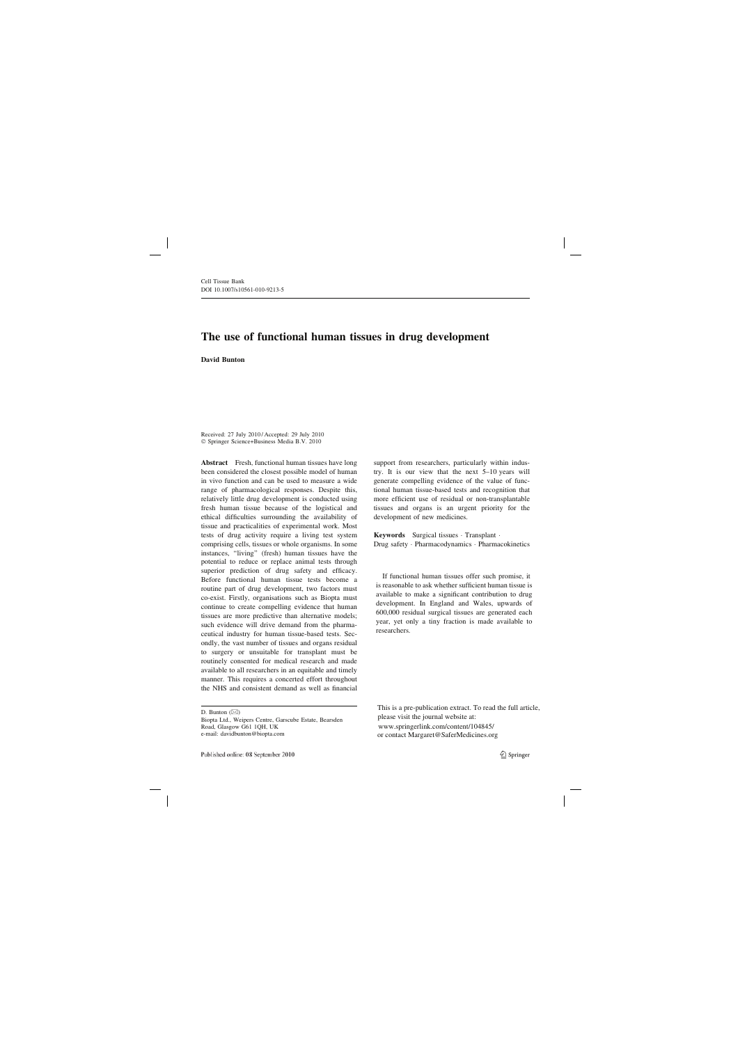Cell Tissue Bank
DOI 10.1007/s10561-010-9213-5

# The use of functional human tissues in drug development

**David Bunton**

Received: 27 July 2010 / Accepted: 29 July 2010
© Springer Science+Business Media B.V. 2010

**Abstract** Fresh, functional human tissues have long been considered the closest possible model of human in vivo function and can be used to measure a wide range of pharmacological responses. Despite this, relatively little drug development is conducted using fresh human tissue because of the logistical and ethical difficulties surrounding the availability of tissue and practicalities of experimental work. Most tests of drug activity require a living test system comprising cells, tissues or whole organisms. In some instances, "living" (fresh) human tissues have the potential to reduce or replace animal tests through superior prediction of drug safety and efficacy. Before functional human tissue tests become a routine part of drug development, two factors must co-exist. Firstly, organisations such as Biopta must continue to create compelling evidence that human tissues are more predictive than alternative models; such evidence will drive demand from the pharmaceutical industry for human tissue-based tests. Secondly, the vast number of tissues and organs residual to surgery or unsuitable for transplant must be routinely consented for medical research and made available to all researchers in an equitable and timely manner. This requires a concerted effort throughout the NHS and consistent demand as well as financial support from researchers, particularly within industry. It is our view that the next 5–10 years will generate compelling evidence of the value of functional human tissue-based tests and recognition that more efficient use of residual or non-transplantable tissues and organs is an urgent priority for the development of new medicines.

**Keywords** Surgical tissues · Transplant · Drug safety · Pharmacodynamics · Pharmacokinetics

D. Bunton (✉)
Biopta Ltd., Weipers Centre, Garscube Estate, Bearsden Road, Glasgow G61 1QH, UK
e-mail: davidbunton@biopta.com

If functional human tissues offer such promise, it is reasonable to ask whether sufficient human tissue is available to make a significant contribution to drug development. In England and Wales, upwards of 600,000 residual surgical tissues are generated each year, yet only a tiny fraction is made available to researchers.

This is a pre-publication extract. To read the full article, please visit the journal website at:
www.springerlink.com/content/104845/
or contact Margaret@SaferMedicines.org

Published online: 08 September 2010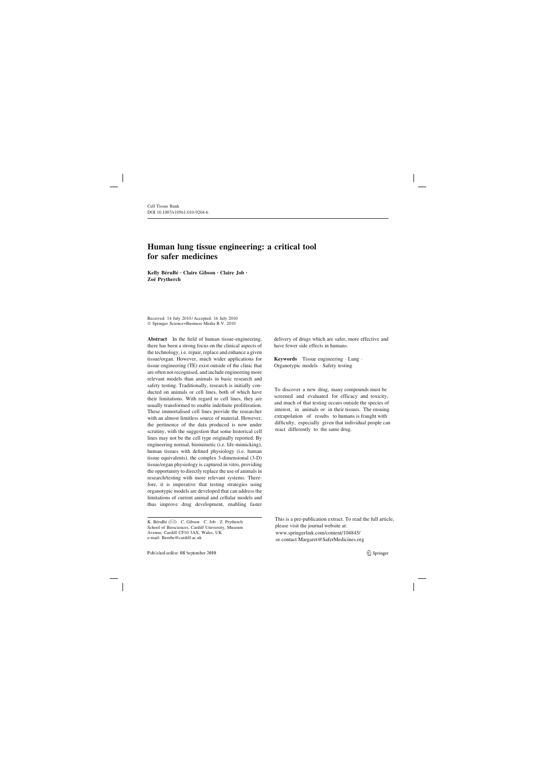Cell Tissue Bank
DOI 10.1007/s10561-010-9204-6

# Human lung tissue engineering: a critical tool for safer medicines

**Kelly BéruBé · Claire Gibson · Claire Job · Zoë Prytherch**

Received: 14 July 2010 / Accepted: 16 July 2010
© Springer Science+Business Media B.V. 2010

**Abstract** In the field of human tissue-engineering, there has been a strong focus on the clinical aspects of the technology, i.e. repair, replace and enhance a given tissue/organ. However, much wider applications for tissue engineering (TE) exist outside of the clinic that are often not recognised, and include engineering more relevant models than animals in basic research and safety testing. Traditionally, research is initially conducted on animals or cell lines, both of which have their limitations. With regard to cell lines, they are usually transformed to enable indefinite proliferation. These immortalised cell lines provide the researcher with an almost limitless source of material. However, the pertinence of the data produced is now under scrutiny, with the suggestion that some historical cell lines may not be the cell type originally reported. By engineering normal, biomimetic (i.e. life-mimicking), human tissues with defined physiology (i.e. human tissue equivalents), the complex 3-dimensional (3-D) tissue/organ physiology is captured in vitro, providing the opportunity to directly replace the use of animals in research/testing with more relevant systems. Therefore, it is imperative that testing strategies using organotypic models are developed that can address the limitations of current animal and cellular models and thus improve drug development, enabling faster delivery of drugs which are safer, more effective and have fewer side effects in humans.

**Keywords** Tissue engineering · Lung · Organotypic models · Safety testing

K. BéruBé (✉) · C. Gibson · C. Job · Z. Prytherch
School of Biosciences, Cardiff University, Museum Avenue, Cardiff CF10 3AX, Wales, UK
e-mail: Berube@cardiff.ac.uk

To discover a new drug, many compounds must be screened and evaluated for efficacy and toxicity, and much of that testing occurs outside the species of interest, in animals or in their tissues. The ensuing extrapolation of results to humans is fraught with difficulty, especially given that individual people can react differently to the same drug.

This is a pre-publication extract. To read the full article, please visit the journal website at:
www.springerlink.com/content/104845/
or contact Margaret@SaferMedicines.org

Published online: 08 September 2010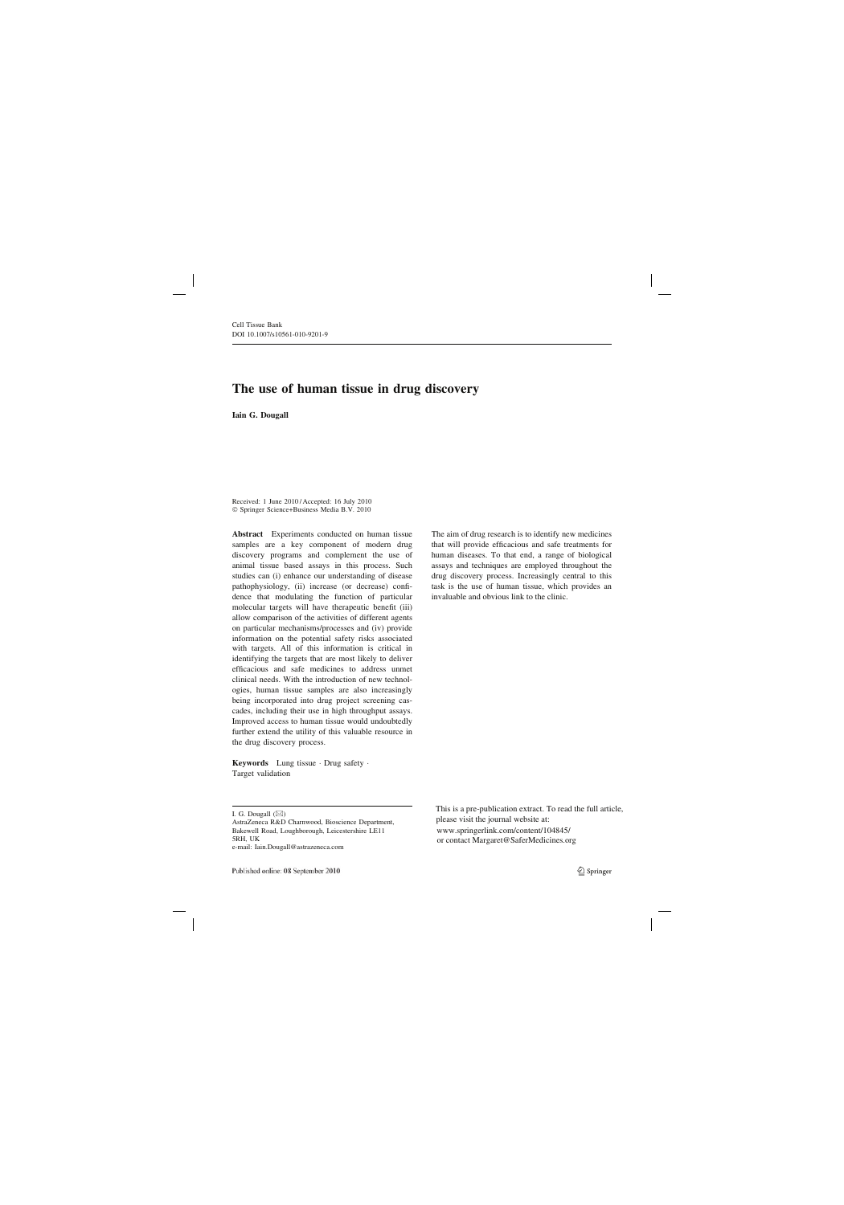Cell Tissue Bank
DOI 10.1007/s10561-010-9201-9

# The use of human tissue in drug discovery

**Iain G. Dougall**

Received: 1 June 2010 / Accepted: 16 July 2010
© Springer Science+Business Media B.V. 2010

**Abstract** Experiments conducted on human tissue samples are a key component of modern drug discovery programs and complement the use of animal tissue based assays in this process. Such studies can (i) enhance our understanding of disease pathophysiology, (ii) increase (or decrease) confidence that modulating the function of particular molecular targets will have therapeutic benefit (iii) allow comparison of the activities of different agents on particular mechanisms/processes and (iv) provide information on the potential safety risks associated with targets. All of this information is critical in identifying the targets that are most likely to deliver efficacious and safe medicines to address unmet clinical needs. With the introduction of new technologies, human tissue samples are also increasingly being incorporated into drug project screening cascades, including their use in high throughput assays. Improved access to human tissue would undoubtedly further extend the utility of this valuable resource in the drug discovery process.

**Keywords** Lung tissue · Drug safety · Target validation

The aim of drug research is to identify new medicines that will provide efficacious and safe treatments for human diseases. To that end, a range of biological assays and techniques are employed throughout the drug discovery process. Increasingly central to this task is the use of human tissue, which provides an invaluable and obvious link to the clinic.

I. G. Dougall (✉)
AstraZeneca R&D Charnwood, Bioscience Department, Bakewell Road, Loughborough, Leicestershire LE11 5RH, UK
e-mail: Iain.Dougall@astrazeneca.com

This is a pre-publication extract. To read the full article, please visit the journal website at:
www.springerlink.com/content/104845/
or contact Margaret@SaferMedicines.org

Published online: 08 September 2010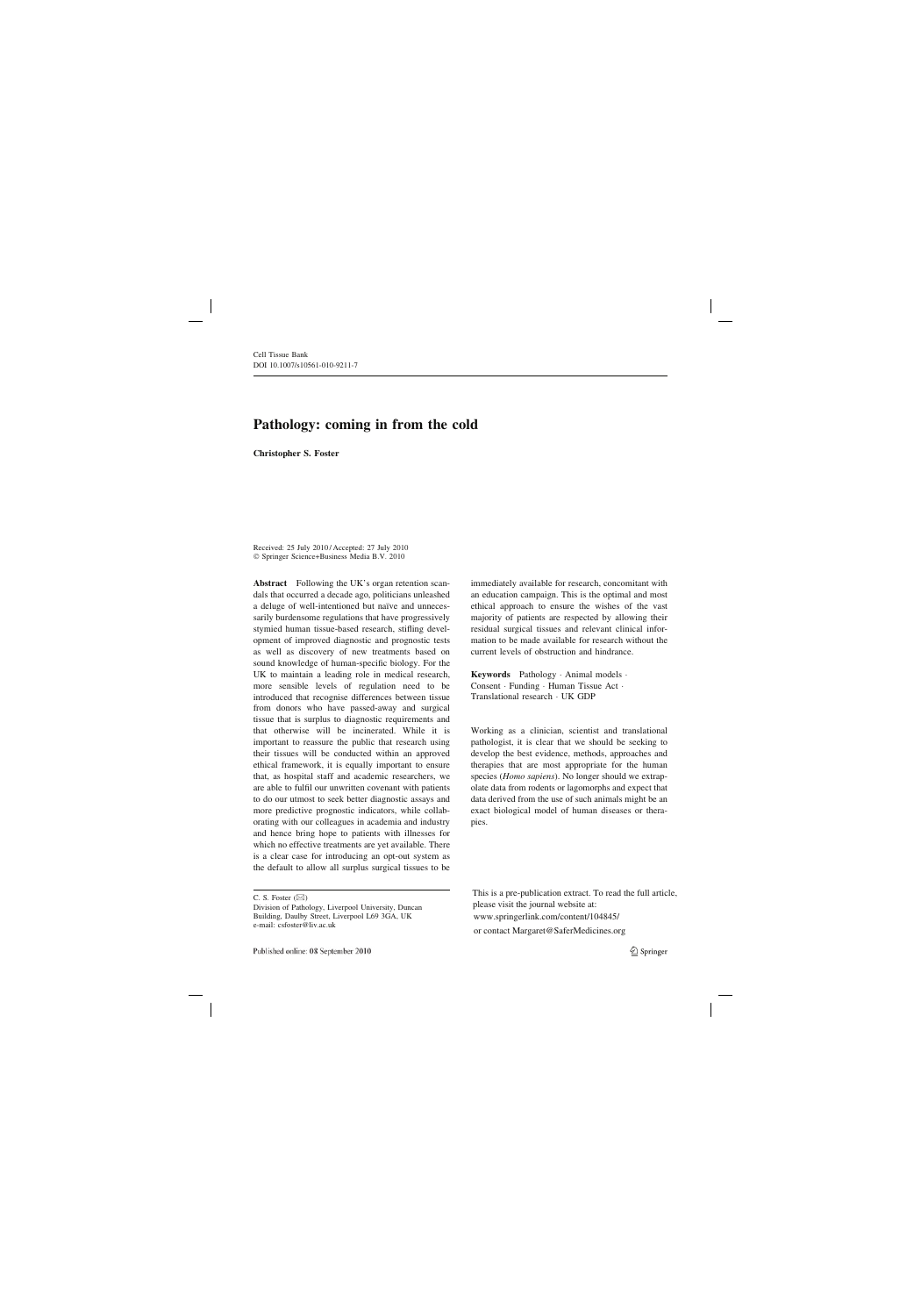Cell Tissue Bank
DOI 10.1007/s10561-010-9211-7

# Pathology: coming in from the cold

**Christopher S. Foster**

Received: 25 July 2010 / Accepted: 27 July 2010
© Springer Science+Business Media B.V. 2010

**Abstract** Following the UK's organ retention scandals that occurred a decade ago, politicians unleashed a deluge of well-intentioned but naïve and unnecessarily burdensome regulations that have progressively stymied human tissue-based research, stifling development of improved diagnostic and prognostic tests as well as discovery of new treatments based on sound knowledge of human-specific biology. For the UK to maintain a leading role in medical research, more sensible levels of regulation need to be introduced that recognise differences between tissue from donors who have passed-away and surgical tissue that is surplus to diagnostic requirements and that otherwise will be incinerated. While it is important to reassure the public that research using their tissues will be conducted within an approved ethical framework, it is equally important to ensure that, as hospital staff and academic researchers, we are able to fulfil our unwritten covenant with patients to do our utmost to seek better diagnostic assays and more predictive prognostic indicators, while collaborating with our colleagues in academia and industry and hence bring hope to patients with illnesses for which no effective treatments are yet available. There is a clear case for introducing an opt-out system as the default to allow all surplus surgical tissues to be immediately available for research, concomitant with an education campaign. This is the optimal and most ethical approach to ensure the wishes of the vast majority of patients are respected by allowing their residual surgical tissues and relevant clinical information to be made available for research without the current levels of obstruction and hindrance.

**Keywords** Pathology · Animal models · Consent · Funding · Human Tissue Act · Translational research · UK GDP

Working as a clinician, scientist and translational pathologist, it is clear that we should be seeking to develop the best evidence, methods, approaches and therapies that are most appropriate for the human species (*Homo sapiens*). No longer should we extrapolate data from rodents or lagomorphs and expect that data derived from the use of such animals might be an exact biological model of human diseases or therapies.

C. S. Foster (✉)
Division of Pathology, Liverpool University, Duncan Building, Daulby Street, Liverpool L69 3GA, UK
e-mail: csfoster@liv.ac.uk

This is a pre-publication extract. To read the full article, please visit the journal website at:
www.springerlink.com/content/104845/
or contact Margaret@SaferMedicines.org

Published online: 08 September 2010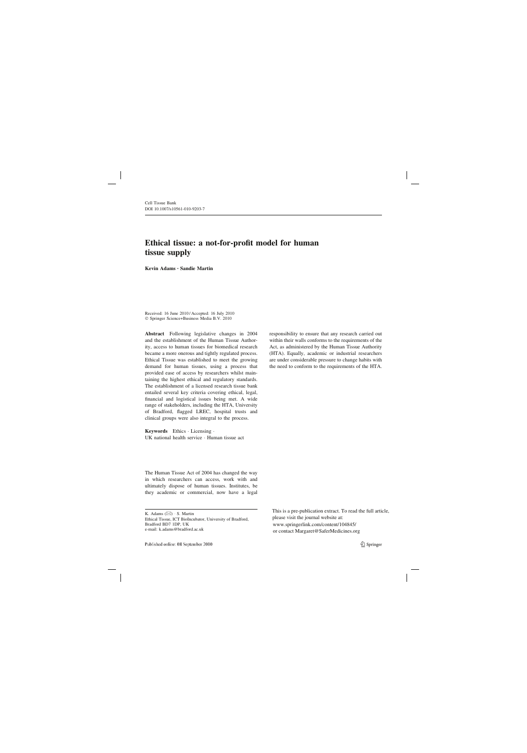Cell Tissue Bank
DOI 10.1007/s10561-010-9203-7

# Ethical tissue: a not-for-profit model for human tissue supply

**Kevin Adams · Sandie Martin**

Received: 16 June 2010 / Accepted: 16 July 2010
© Springer Science+Business Media B.V. 2010

**Abstract** Following legislative changes in 2004 and the establishment of the Human Tissue Authority, access to human tissues for biomedical research became a more onerous and tightly regulated process. Ethical Tissue was established to meet the growing demand for human tissues, using a process that provided ease of access by researchers whilst maintaining the highest ethical and regulatory standards. The establishment of a licensed research tissue bank entailed several key criteria covering ethical, legal, financial and logistical issues being met. A wide range of stakeholders, including the HTA, University of Bradford, flagged LREC, hospital trusts and clinical groups were also integral to the process.

**Keywords** Ethics · Licensing · UK national health service · Human tissue act

The Human Tissue Act of 2004 has changed the way in which researchers can access, work with and ultimately dispose of human tissues. Institutes, be they academic or commercial, now have a legal responsibility to ensure that any research carried out within their walls conforms to the requirements of the Act, as administered by the Human Tissue Authority (HTA). Equally, academic or industrial researchers are under considerable pressure to change habits with the need to conform to the requirements of the HTA.

K. Adams (✉) · S. Martin
Ethical Tissue, ICT BioIncubator, University of Bradford, Bradford BD7 1DP, UK
e-mail: k.adams@bradford.ac.uk

Published online: 08 September 2010

This is a pre-publication extract. To read the full article, please visit the journal website at:
www.springerlink.com/content/104845/
or contact Margaret@SaferMedicines.org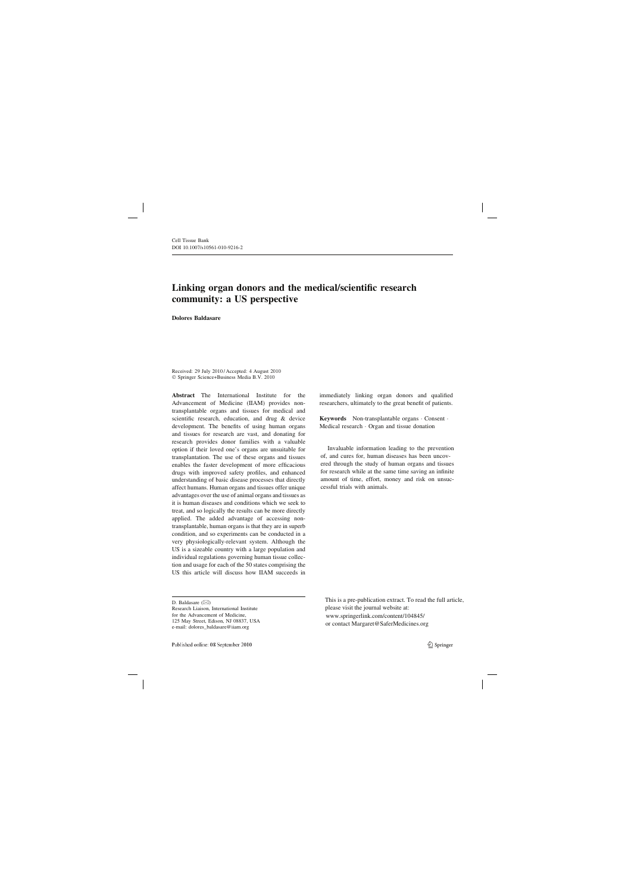Cell Tissue Bank
DOI 10.1007/s10561-010-9216-2

# Linking organ donors and the medical/scientific research community: a US perspective

**Dolores Baldasare**

Received: 29 July 2010 / Accepted: 4 August 2010
© Springer Science+Business Media B.V. 2010

**Abstract** The International Institute for the Advancement of Medicine (IIAM) provides non-transplantable organs and tissues for medical and scientific research, education, and drug & device development. The benefits of using human organs and tissues for research are vast, and donating for research provides donor families with a valuable option if their loved one's organs are unsuitable for transplantation. The use of these organs and tissues enables the faster development of more efficacious drugs with improved safety profiles, and enhanced understanding of basic disease processes that directly affect humans. Human organs and tissues offer unique advantages over the use of animal organs and tissues as it is human diseases and conditions which we seek to treat, and so logically the results can be more directly applied. The added advantage of accessing non-transplantable, human organs is that they are in superb condition, and so experiments can be conducted in a very physiologically-relevant system. Although the US is a sizeable country with a large population and individual regulations governing human tissue collection and usage for each of the 50 states comprising the US this article will discuss how IIAM succeeds in immediately linking organ donors and qualified researchers, ultimately to the great benefit of patients.

**Keywords** Non-transplantable organs · Consent · Medical research · Organ and tissue donation

Invaluable information leading to the prevention of, and cures for, human diseases has been uncovered through the study of human organs and tissues for research while at the same time saving an infinite amount of time, effort, money and risk on unsuccessful trials with animals.

D. Baldasare (✉)
Research Liaison, International Institute for the Advancement of Medicine, 125 May Street, Edison, NJ 08837, USA
e-mail: dolores_baldasare@iiam.org

This is a pre-publication extract. To read the full article, please visit the journal website at: www.springerlink.com/content/104845/ or contact Margaret@SaferMedicines.org

Published online: 08 September 2010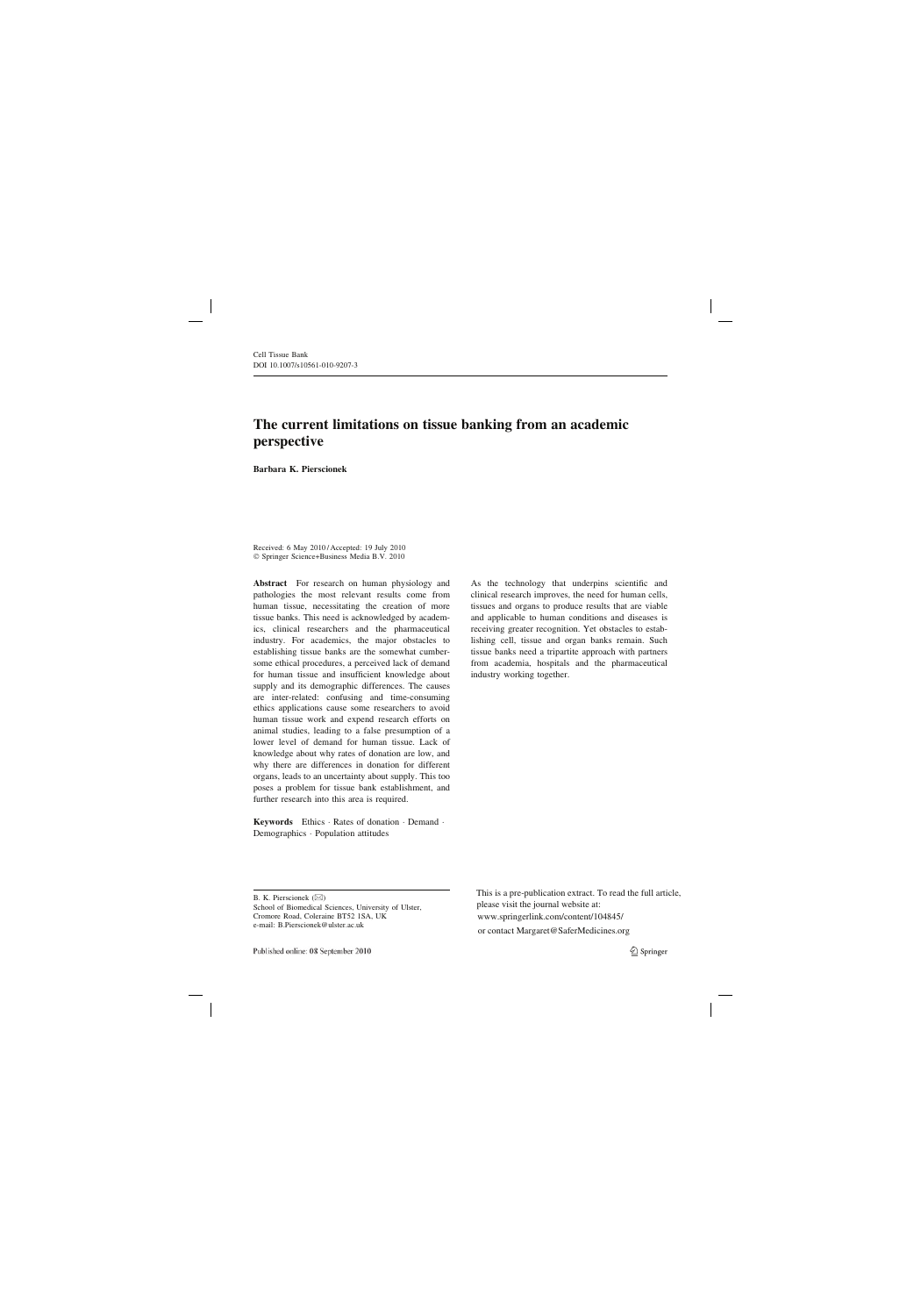Cell Tissue Bank
DOI 10.1007/s10561-010-9207-3

# The current limitations on tissue banking from an academic perspective

**Barbara K. Pierscionek**

Received: 6 May 2010 / Accepted: 19 July 2010
© Springer Science+Business Media B.V. 2010

**Abstract** For research on human physiology and pathologies the most relevant results come from human tissue, necessitating the creation of more tissue banks. This need is acknowledged by academics, clinical researchers and the pharmaceutical industry. For academics, the major obstacles to establishing tissue banks are the somewhat cumbersome ethical procedures, a perceived lack of demand for human tissue and insufficient knowledge about supply and its demographic differences. The causes are inter-related: confusing and time-consuming ethics applications cause some researchers to avoid human tissue work and expend research efforts on animal studies, leading to a false presumption of a lower level of demand for human tissue. Lack of knowledge about why rates of donation are low, and why there are differences in donation for different organs, leads to an uncertainty about supply. This too poses a problem for tissue bank establishment, and further research into this area is required.

**Keywords** Ethics · Rates of donation · Demand · Demographics · Population attitudes

As the technology that underpins scientific and clinical research improves, the need for human cells, tissues and organs to produce results that are viable and applicable to human conditions and diseases is receiving greater recognition. Yet obstacles to establishing cell, tissue and organ banks remain. Such tissue banks need a tripartite approach with partners from academia, hospitals and the pharmaceutical industry working together.

B. K. Pierscionek (✉)
School of Biomedical Sciences, University of Ulster, Cromore Road, Coleraine BT52 1SA, UK
e-mail: B.Pierscionek@ulster.ac.uk

This is a pre-publication extract. To read the full article, please visit the journal website at:
www.springerlink.com/content/104845/
or contact Margaret@SaferMedicines.org

Published online: 08 September 2010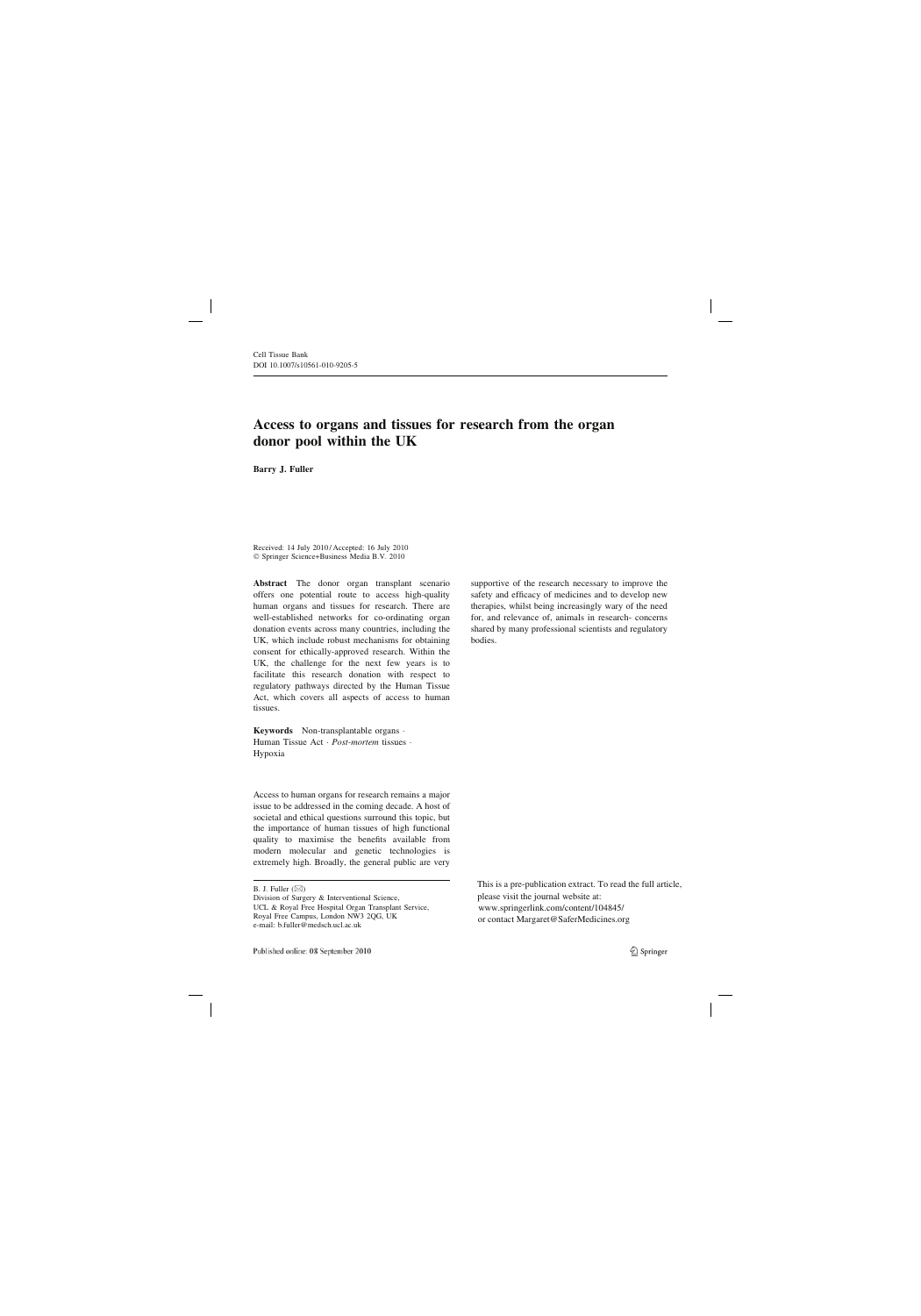Cell Tissue Bank
DOI 10.1007/s10561-010-9205-5

# Access to organs and tissues for research from the organ donor pool within the UK

**Barry J. Fuller**

Received: 14 July 2010 / Accepted: 16 July 2010
© Springer Science+Business Media B.V. 2010

**Abstract** The donor organ transplant scenario offers one potential route to access high-quality human organs and tissues for research. There are well-established networks for co-ordinating organ donation events across many countries, including the UK, which include robust mechanisms for obtaining consent for ethically-approved research. Within the UK, the challenge for the next few years is to facilitate this research donation with respect to regulatory pathways directed by the Human Tissue Act, which covers all aspects of access to human tissues.

**Keywords** Non-transplantable organs · Human Tissue Act · *Post-mortem* tissues · Hypoxia

Access to human organs for research remains a major issue to be addressed in the coming decade. A host of societal and ethical questions surround this topic, but the importance of human tissues of high functional quality to maximise the benefits available from modern molecular and genetic technologies is extremely high. Broadly, the general public are very supportive of the research necessary to improve the safety and efficacy of medicines and to develop new therapies, whilst being increasingly wary of the need for, and relevance of, animals in research- concerns shared by many professional scientists and regulatory bodies.

B. J. Fuller (✉)
Division of Surgery & Interventional Science,
UCL & Royal Free Hospital Organ Transplant Service,
Royal Free Campus, London NW3 2QG, UK
e-mail: b.fuller@medsch.ucl.ac.uk

This is a pre-publication extract. To read the full article, please visit the journal website at:
www.springerlink.com/content/104845/
or contact Margaret@SaferMedicines.org

Published online: 08 September 2010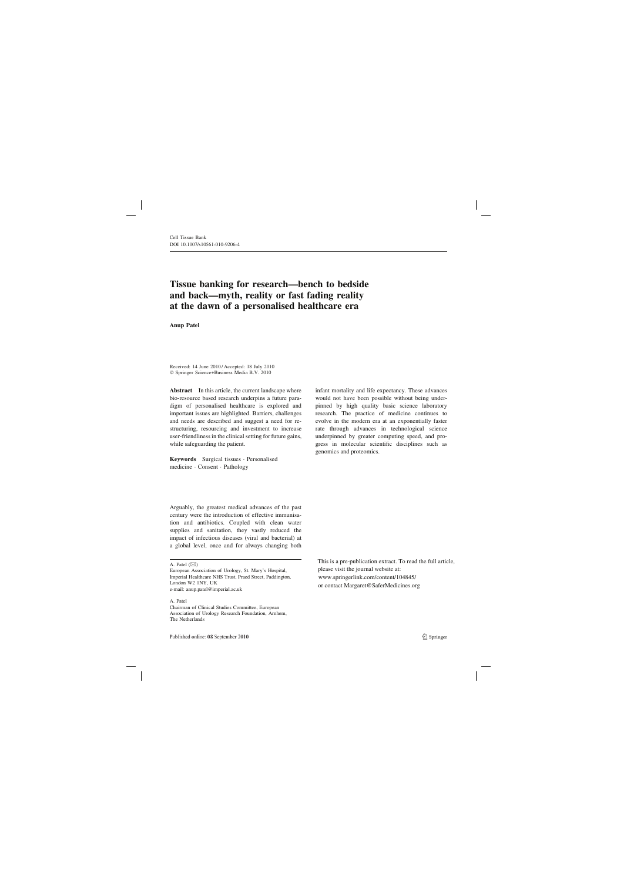Cell Tissue Bank
DOI 10.1007/s10561-010-9206-4

# Tissue banking for research—bench to bedside and back—myth, reality or fast fading reality at the dawn of a personalised healthcare era

**Anup Patel**

Received: 14 June 2010 / Accepted: 18 July 2010
© Springer Science+Business Media B.V. 2010

**Abstract** In this article, the current landscape where bio-resource based research underpins a future paradigm of personalised healthcare is explored and important issues are highlighted. Barriers, challenges and needs are described and suggest a need for re-structuring, resourcing and investment to increase user-friendliness in the clinical setting for future gains, while safeguarding the patient.

**Keywords** Surgical tissues · Personalised medicine · Consent · Pathology

Arguably, the greatest medical advances of the past century were the introduction of effective immunisation and antibiotics. Coupled with clean water supplies and sanitation, they vastly reduced the impact of infectious diseases (viral and bacterial) at a global level, once and for always changing both infant mortality and life expectancy. These advances would not have been possible without being underpinned by high quality basic science laboratory research. The practice of medicine continues to evolve in the modern era at an exponentially faster rate through advances in technological science underpinned by greater computing speed, and progress in molecular scientific disciplines such as genomics and proteomics.

A. Patel (✉)
European Association of Urology, St. Mary's Hospital, Imperial Healthcare NHS Trust, Praed Street, Paddington, London W2 1NY, UK
e-mail: anup.patel@imperial.ac.uk

A. Patel
Chairman of Clinical Studies Committee, European Association of Urology Research Foundation, Arnhem, The Netherlands

This is a pre-publication extract. To read the full article, please visit the journal website at:
www.springerlink.com/content/104845/
or contact Margaret@SaferMedicines.org

Published online: 08 September 2010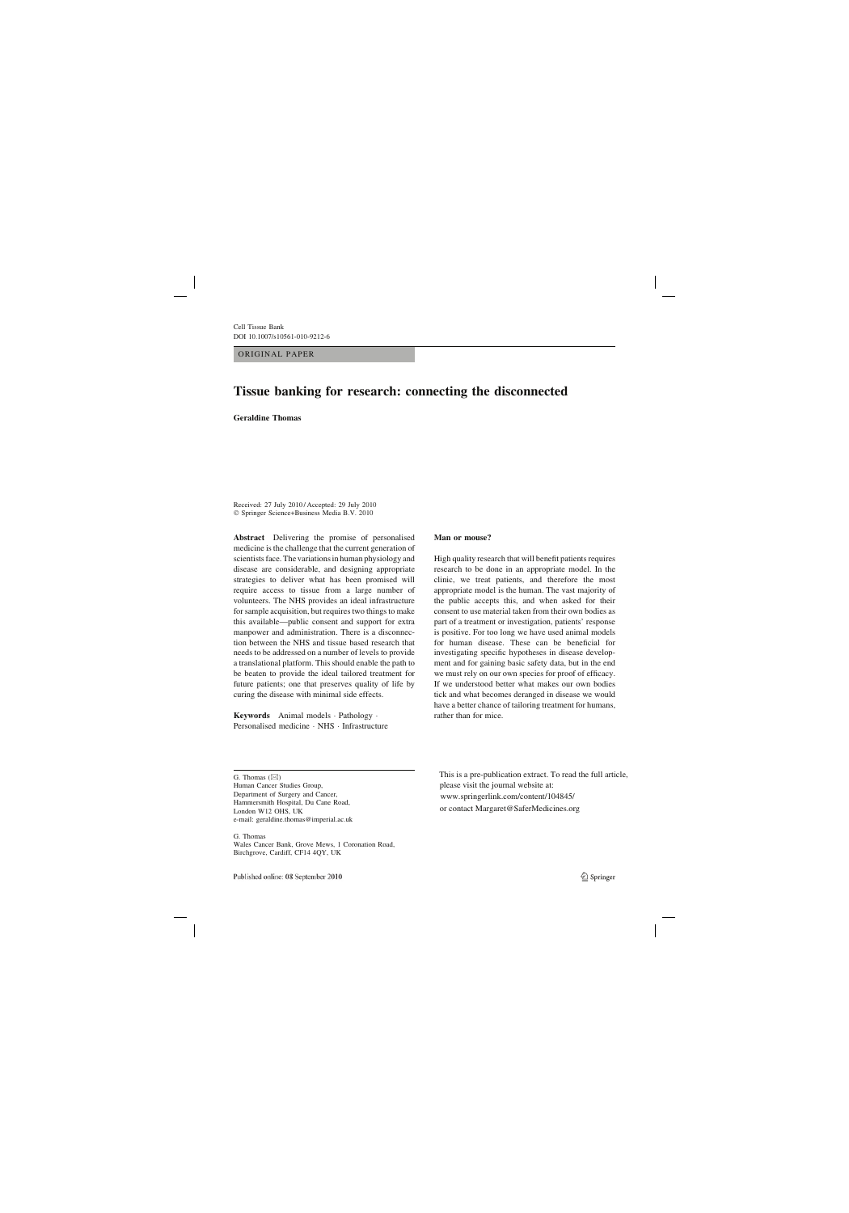Cell Tissue Bank
DOI 10.1007/s10561-010-9212-6

ORIGINAL PAPER

# Tissue banking for research: connecting the disconnected

**Geraldine Thomas**

Received: 27 July 2010 / Accepted: 29 July 2010
© Springer Science+Business Media B.V. 2010

**Abstract** Delivering the promise of personalised medicine is the challenge that the current generation of scientists face. The variations in human physiology and disease are considerable, and designing appropriate strategies to deliver what has been promised will require access to tissue from a large number of volunteers. The NHS provides an ideal infrastructure for sample acquisition, but requires two things to make this available—public consent and support for extra manpower and administration. There is a disconnection between the NHS and tissue based research that needs to be addressed on a number of levels to provide a translational platform. This should enable the path to be beaten to provide the ideal tailored treatment for future patients; one that preserves quality of life by curing the disease with minimal side effects.

**Keywords** Animal models · Pathology · Personalised medicine · NHS · Infrastructure

## Man or mouse?

High quality research that will benefit patients requires research to be done in an appropriate model. In the clinic, we treat patients, and therefore the most appropriate model is the human. The vast majority of the public accepts this, and when asked for their consent to use material taken from their own bodies as part of a treatment or investigation, patients' response is positive. For too long we have used animal models for human disease. These can be beneficial for investigating specific hypotheses in disease development and for gaining basic safety data, but in the end we must rely on our own species for proof of efficacy. If we understood better what makes our own bodies tick and what becomes deranged in disease we would have a better chance of tailoring treatment for humans, rather than for mice.

G. Thomas (✉)
Human Cancer Studies Group,
Department of Surgery and Cancer,
Hammersmith Hospital, Du Cane Road,
London W12 OHS, UK
e-mail: geraldine.thomas@imperial.ac.uk

G. Thomas
Wales Cancer Bank, Grove Mews, 1 Coronation Road,
Birchgrove, Cardiff, CF14 4QY, UK

This is a pre-publication extract. To read the full article, please visit the journal website at:
www.springerlink.com/content/104845/
or contact Margaret@SaferMedicines.org

Published online: 08 September 2010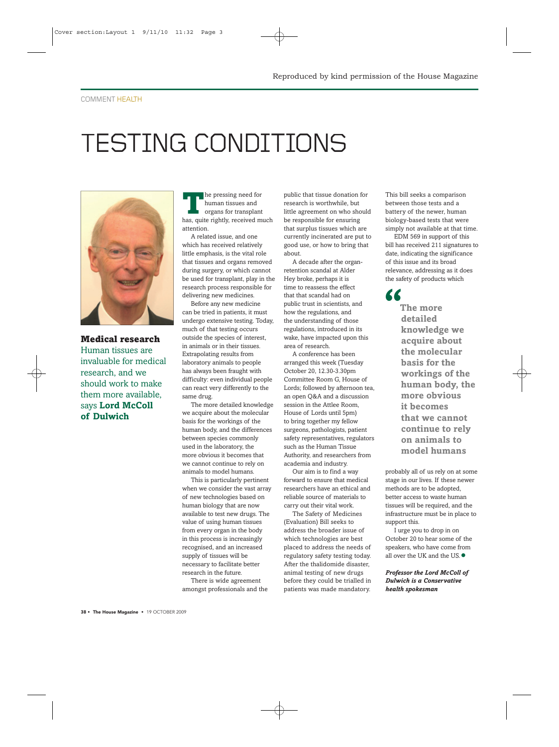Reproduced by kind permission of the House Magazine

COMMENT HEALTH

# TESTING CONDITIONS

**Medical research**

Human tissues are invaluable for medical research, and we should work to make them more available, says **Lord McColl of Dulwich**

The pressing need for human tissues and organs for transplant has, quite rightly, received much attention.

A related issue, and one which has received relatively little emphasis, is the vital role that tissues and organs removed during surgery, or which cannot be used for transplant, play in the research process responsible for delivering new medicines.

Before any new medicine can be tried in patients, it must undergo extensive testing. Today, much of that testing occurs outside the species of interest, in animals or in their tissues. Extrapolating results from laboratory animals to people has always been fraught with difficulty: even individual people can react very differently to the same drug.

The more detailed knowledge we acquire about the molecular basis for the workings of the human body, and the differences between species commonly used in the laboratory, the more obvious it becomes that we cannot continue to rely on animals to model humans.

This is particularly pertinent when we consider the vast array of new technologies based on human biology that are now available to test new drugs. The value of using human tissues from every organ in the body in this process is increasingly recognised, and an increased supply of tissues will be necessary to facilitate better research in the future.

There is wide agreement amongst professionals and the public that tissue donation for research is worthwhile, but little agreement on who should be responsible for ensuring that surplus tissues which are currently incinerated are put to good use, or how to bring that about.

A decade after the organ-retention scandal at Alder Hey broke, perhaps it is time to reassess the effect that that scandal had on public trust in scientists, and how the regulations, and the understanding of those regulations, introduced in its wake, have impacted upon this area of research.

A conference has been arranged this week (Tuesday October 20, 12.30-3.30pm Committee Room G, House of Lords; followed by afternoon tea, an open Q&A and a discussion session in the Attlee Room, House of Lords until 5pm) to bring together my fellow surgeons, pathologists, patient safety representatives, regulators such as the Human Tissue Authority, and researchers from academia and industry.

Our aim is to find a way forward to ensure that medical researchers have an ethical and reliable source of materials to carry out their vital work.

The Safety of Medicines (Evaluation) Bill seeks to address the broader issue of which technologies are best placed to address the needs of regulatory safety testing today. After the thalidomide disaster, animal testing of new drugs before they could be trialled in patients was made mandatory. This bill seeks a comparison between those tests and a battery of the newer, human biology-based tests that were simply not available at that time.

EDM 569 in support of this bill has received 211 signatures to date, indicating the significance of this issue and its broad relevance, addressing as it does the safety of products which probably all of us rely on at some stage in our lives. If these newer methods are to be adopted, better access to waste human tissues will be required, and the infrastructure must be in place to support this.

> **"The more detailed knowledge we acquire about the molecular basis for the workings of the human body, the more obvious it becomes that we cannot continue to rely on animals to model humans**

I urge you to drop in on October 20 to hear some of the speakers, who have come from all over the UK and the US. ●

***Professor the Lord McColl of Dulwich is a Conservative health spokesman***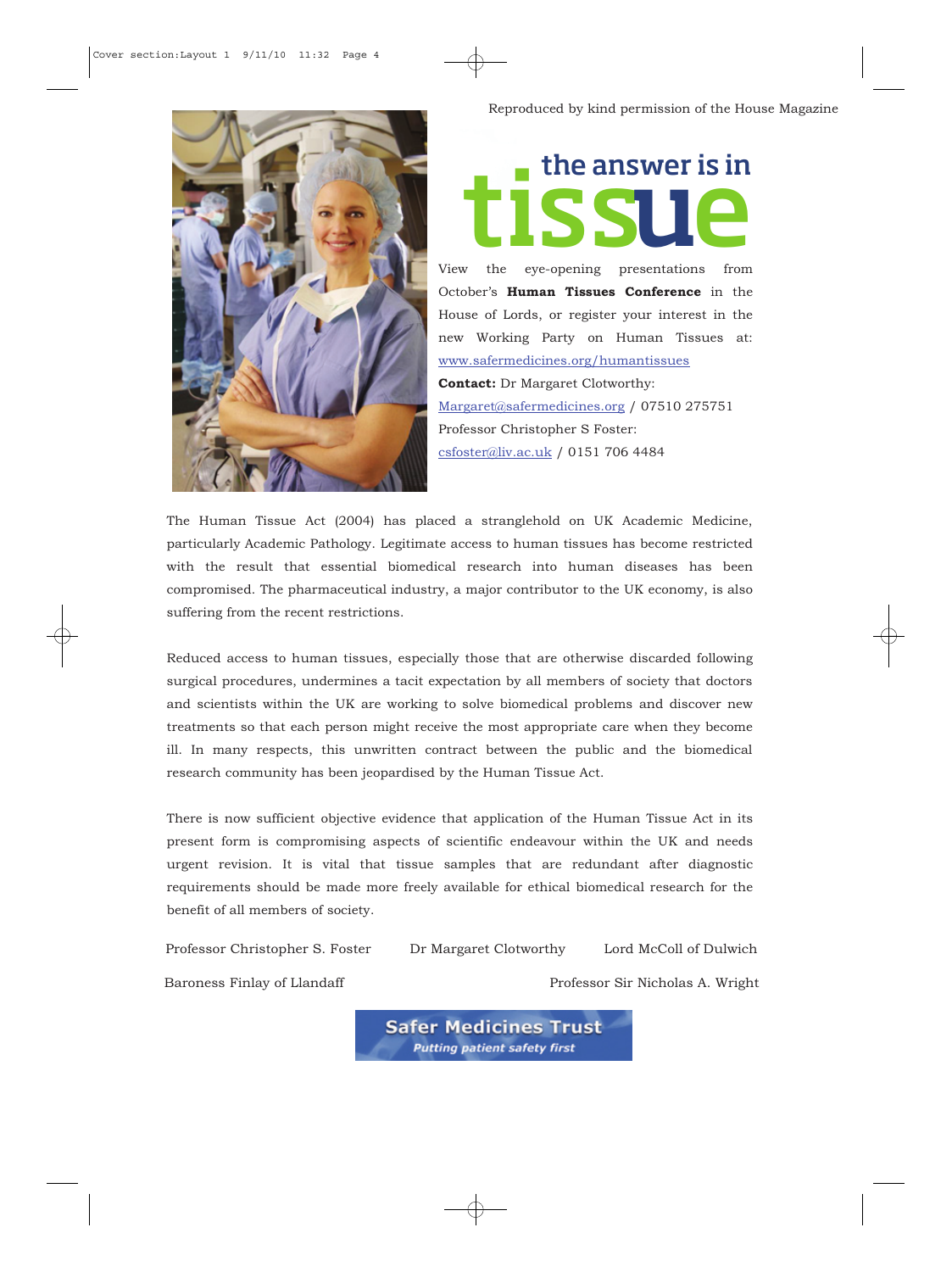Reproduced by kind permission of the House Magazine

# the answer is in tissue

View the eye-opening presentations from October's **Human Tissues Conference** in the House of Lords, or register your interest in the new Working Party on Human Tissues at: www.safermedicines.org/humantissues

**Contact:** Dr Margaret Clotworthy: Margaret@safermedicines.org / 07510 275751

Professor Christopher S Foster: csfoster@liv.ac.uk / 0151 706 4484

The Human Tissue Act (2004) has placed a stranglehold on UK Academic Medicine, particularly Academic Pathology. Legitimate access to human tissues has become restricted with the result that essential biomedical research into human diseases has been compromised. The pharmaceutical industry, a major contributor to the UK economy, is also suffering from the recent restrictions.

Reduced access to human tissues, especially those that are otherwise discarded following surgical procedures, undermines a tacit expectation by all members of society that doctors and scientists within the UK are working to solve biomedical problems and discover new treatments so that each person might receive the most appropriate care when they become ill. In many respects, this unwritten contract between the public and the biomedical research community has been jeopardised by the Human Tissue Act.

There is now sufficient objective evidence that application of the Human Tissue Act in its present form is compromising aspects of scientific endeavour within the UK and needs urgent revision. It is vital that tissue samples that are redundant after diagnostic requirements should be made more freely available for ethical biomedical research for the benefit of all members of society.

Professor Christopher S. Foster    Dr Margaret Clotworthy    Lord McColl of Dulwich

Baroness Finlay of Llandaff    Professor Sir Nicholas A. Wright

**Safer Medicines Trust**
*Putting patient safety first*